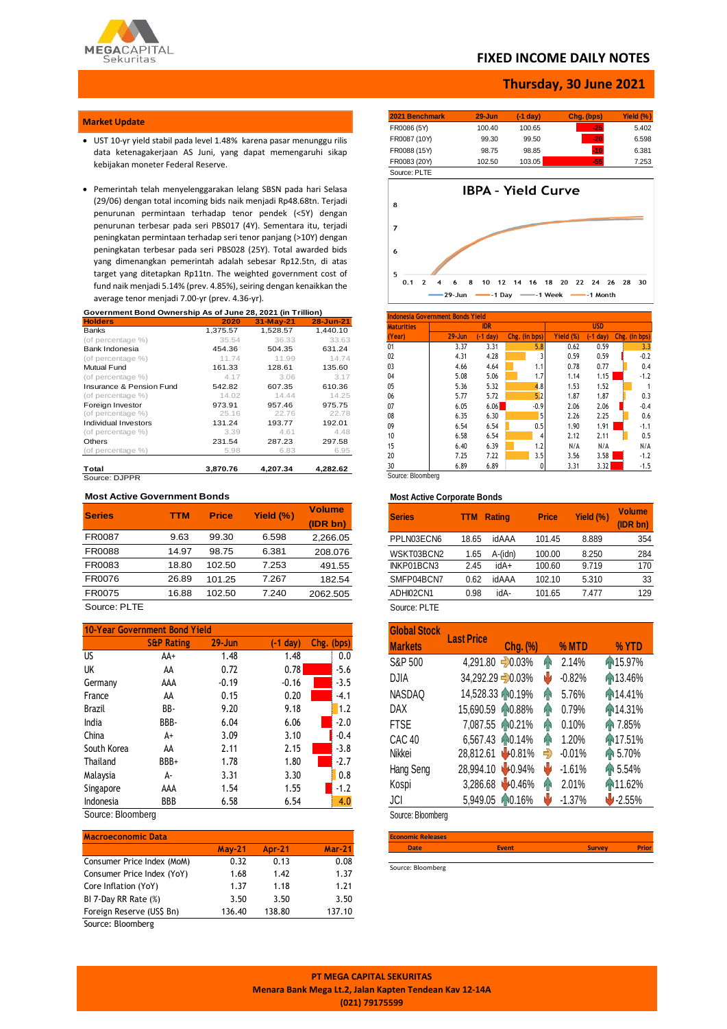# FIXED INCOME DAILY NOTES

## Thursday, 30 June 2021

### Market Update

- UST 10-yr yield stabil pada level 1.48% karena pasar menunggu rilis data ketenagakerjaan AS Juni, yang dapat memengaruhi sikap kebijakan moneter Federal Reserve.

- Pemerintah telah menyelenggarakan lelang SBSN pada hari Selasa (29/06) dengan total incoming bids naik menjadi Rp48.68tn. Terjadi penurunan permintaan terhadap tenor pendek (<5Y) dengan penurunan terbesar pada seri PBS017 (4Y). Sementara itu, terjadi peningkatan permintaan terhadap seri tenor panjang (>10Y) dengan peningkatan terbesar pada seri PBS028 (25Y). Total awarded bids yang dimenangkan pemerintah adalah sebesar Rp12.5tn, di atas target yang ditetapkan Rp11tn. The weighted government cost of fund naik menjadi 5.14% (prev. 4.85%), seiring dengan kenaikan the average tenor menjadi 7.00-yr (prev. 4.36-yr).

**Government Bond Ownership As of June 28, 2021 (in Trillion)**

| Holders | 2020 | 31-May-21 | 28-Jun-21 |
|---|---|---|---|
| Banks | 1,375.57 | 1,528.57 | 1,440.10 |
| (of percentage %) | 35.54 | 36.33 | 33.63 |
| Bank Indonesia | 454.36 | 504.35 | 631.24 |
| (of percentage %) | 11.74 | 11.99 | 14.74 |
| Mutual Fund | 161.33 | 128.61 | 135.60 |
| (of percentage %) | 4.17 | 3.06 | 3.17 |
| Insurance & Pension Fund | 542.82 | 607.35 | 610.36 |
| (of percentage %) | 14.02 | 14.44 | 14.25 |
| Foreign Investor | 973.91 | 957.46 | 975.75 |
| (of percentage %) | 25.16 | 22.76 | 22.78 |
| Individual Investors | 131.24 | 193.77 | 192.01 |
| (of percentage %) | 3.39 | 4.61 | 4.48 |
| Others | 231.54 | 287.23 | 297.58 |
| (of percentage %) | 5.98 | 6.83 | 6.95 |
| **Total** | **3,870.76** | **4,207.34** | **4,282.62** |

Source: DJPPR

**Most Active Government Bonds**

| Series | TTM | Price | Yield (%) | Volume (IDR bn) |
|---|---|---|---|---|
| FR0087 | 9.63 | 99.30 | 6.598 | 2,266.05 |
| FR0088 | 14.97 | 98.75 | 6.381 | 208.076 |
| FR0083 | 18.80 | 102.50 | 7.253 | 491.55 |
| FR0076 | 26.89 | 101.25 | 7.267 | 182.54 |
| FR0075 | 16.88 | 102.50 | 7.240 | 2062.505 |

Source: PLTE

**10-Year Government Bond Yield**

| | S&P Rating | 29-Jun | (-1 day) | Chg. (bps) |
|---|---|---|---|---|
| US | AA+ | 1.48 | 1.48 | 0.0 |
| UK | AA | 0.72 | 0.78 | -5.6 |
| Germany | AAA | -0.19 | -0.16 | -3.5 |
| France | AA | 0.15 | 0.20 | -4.1 |
| Brazil | BB- | 9.20 | 9.18 | 1.2 |
| India | BBB- | 6.04 | 6.06 | -2.0 |
| China | A+ | 3.09 | 3.10 | -0.4 |
| South Korea | AA | 2.11 | 2.15 | -3.8 |
| Thailand | BBB+ | 1.78 | 1.80 | -2.7 |
| Malaysia | A- | 3.31 | 3.30 | 0.8 |
| Singapore | AAA | 1.54 | 1.55 | -1.2 |
| Indonesia | BBB | 6.58 | 6.54 | 4.0 |

Source: Bloomberg

**Macroeconomic Data**

| | May-21 | Apr-21 | Mar-21 |
|---|---|---|---|
| Consumer Price Index (MoM) | 0.32 | 0.13 | 0.08 |
| Consumer Price Index (YoY) | 1.68 | 1.42 | 1.37 |
| Core Inflation (YoY) | 1.37 | 1.18 | 1.21 |
| BI 7-Day RR Rate (%) | 3.50 | 3.50 | 3.50 |
| Foreign Reserve (US$ Bn) | 136.40 | 138.80 | 137.10 |

Source: Bloomberg

**2021 Benchmark**

| 2021 Benchmark | 29-Jun | (-1 day) | Chg. (bps) | Yield (%) |
|---|---|---|---|---|
| FR0086 (5Y) | 100.40 | 100.65 | -25 | 5.402 |
| FR0087 (10Y) | 99.30 | 99.50 | -20 | 6.598 |
| FR0088 (15Y) | 98.75 | 98.85 | -10 | 6.381 |
| FR0083 (20Y) | 102.50 | 103.05 | -55 | 7.253 |

Source: PLTE

**IBPA - Yield Curve**

(Chart: 29-Jun, -1 Day, -1 Week, -1 Month)

**Indonesia Government Bonds Yield**

| Maturities (Year) | IDR 29-Jun | IDR (-1 day) | IDR Chg. (in bps) | USD Yield (%) | USD (-1 day) | USD Chg. (in bps) |
|---|---|---|---|---|---|---|
| 01 | 3.37 | 3.31 | 5.8 | 0.62 | 0.59 | 3.3 |
| 02 | 4.31 | 4.28 | 3 | 0.59 | 0.59 | -0.2 |
| 03 | 4.66 | 4.64 | 1.1 | 0.78 | 0.77 | 0.4 |
| 04 | 5.08 | 5.06 | 1.7 | 1.14 | 1.15 | -1.2 |
| 05 | 5.36 | 5.32 | 4.8 | 1.53 | 1.52 | 1 |
| 06 | 5.77 | 5.72 | 5.2 | 1.87 | 1.87 | 0.3 |
| 07 | 6.05 | 6.06 | -0.9 | 2.06 | 2.06 | -0.4 |
| 08 | 6.35 | 6.30 | 5 | 2.26 | 2.25 | 0.6 |
| 09 | 6.54 | 6.54 | 0.5 | 1.90 | 1.91 | -1.1 |
| 10 | 6.58 | 6.54 | 4 | 2.12 | 2.11 | 0.5 |
| 15 | 6.40 | 6.39 | 1.2 | N/A | N/A | N/A |
| 20 | 7.25 | 7.22 | 3.5 | 3.56 | 3.58 | -1.2 |
| 30 | 6.89 | 6.89 | 0 | 3.31 | 3.32 | -1.5 |

Source: Bloomberg

**Most Active Corporate Bonds**

| Series | TTM | Rating | Price | Yield (%) | Volume (IDR bn) |
|---|---|---|---|---|---|
| PPLN03ECN6 | 18.65 | idAAA | 101.45 | 8.889 | 354 |
| WSKT03BCN2 | 1.65 | A-(idn) | 100.00 | 8.250 | 284 |
| INKP01BCN3 | 2.45 | idA+ | 100.60 | 9.719 | 170 |
| SMFP04BCN7 | 0.62 | idAAA | 102.10 | 5.310 | 33 |
| ADHI02CN1 | 0.98 | idA- | 101.65 | 7.477 | 129 |

Source: PLTE

**Global Stock Markets**

| Global Stock Markets | Last Price | Chg. (%) | % MTD | % YTD |
|---|---|---|---|---|
| S&P 500 | 4,291.80 | 0.03% | 2.14% | 15.97% |
| DJIA | 34,292.29 | 0.03% | -0.82% | 13.46% |
| NASDAQ | 14,528.33 | 0.19% | 5.76% | 14.41% |
| DAX | 15,690.59 | 0.88% | 0.79% | 14.31% |
| FTSE | 7,087.55 | 0.21% | 0.10% | 7.85% |
| CAC 40 | 6,567.43 | 0.14% | 1.20% | 17.51% |
| Nikkei | 28,812.61 | -0.81% | -0.01% | 5.70% |
| Hang Seng | 28,994.10 | -0.94% | -1.61% | 5.54% |
| Kospi | 3,286.68 | -0.46% | 2.01% | 11.62% |
| JCI | 5,949.05 | 0.16% | -1.37% | -2.55% |

Source: Bloomberg

**Economic Releases**

| Date | Event | Survey | Prior |
|---|---|---|---|

Source: Bloomberg

PT MEGA CAPITAL SEKURITAS
Menara Bank Mega Lt.2, Jalan Kapten Tendean Kav 12-14A
(021) 79175599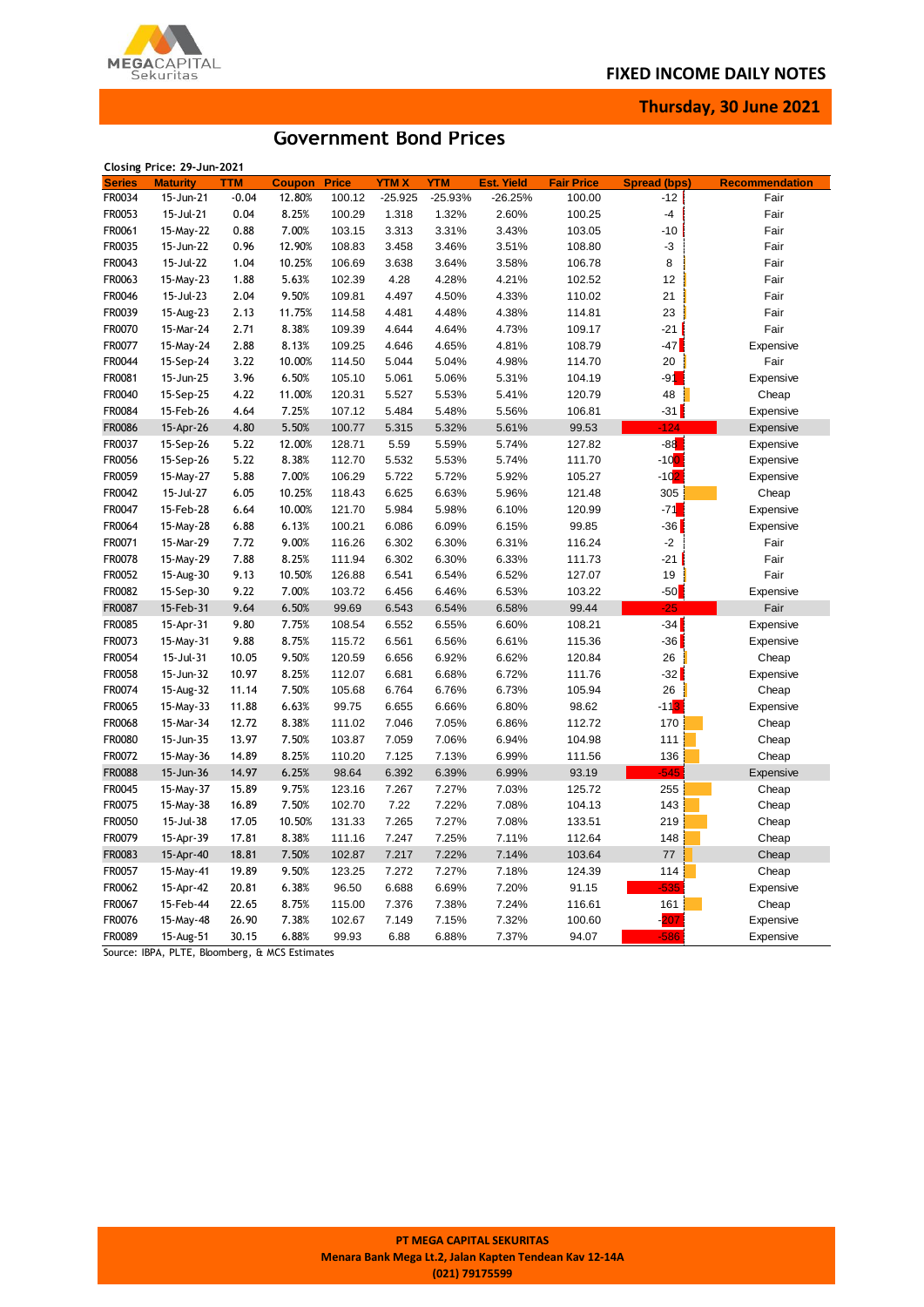# Government Bond Prices

**Closing Price: 29-Jun-2021**

| Series | Maturity | TTM | Coupon | Price | YTM X | YTM | Est. Yield | Fair Price | Spread (bps) | Recommendation |
|---|---|---|---|---|---|---|---|---|---|---|
| FR0034 | 15-Jun-21 | -0.04 | 12.80% | 100.12 | -25.925 | -25.93% | -26.25% | 100.00 | -12 | Fair |
| FR0053 | 15-Jul-21 | 0.04 | 8.25% | 100.29 | 1.318 | 1.32% | 2.60% | 100.25 | -4 | Fair |
| FR0061 | 15-May-22 | 0.88 | 7.00% | 103.15 | 3.313 | 3.31% | 3.43% | 103.05 | -10 | Fair |
| FR0035 | 15-Jun-22 | 0.96 | 12.90% | 108.83 | 3.458 | 3.46% | 3.51% | 108.80 | -3 | Fair |
| FR0043 | 15-Jul-22 | 1.04 | 10.25% | 106.69 | 3.638 | 3.64% | 3.58% | 106.78 | 8 | Fair |
| FR0063 | 15-May-23 | 1.88 | 5.63% | 102.39 | 4.28 | 4.28% | 4.21% | 102.52 | 12 | Fair |
| FR0046 | 15-Jul-23 | 2.04 | 9.50% | 109.81 | 4.497 | 4.50% | 4.33% | 110.02 | 21 | Fair |
| FR0039 | 15-Aug-23 | 2.13 | 11.75% | 114.58 | 4.481 | 4.48% | 4.38% | 114.81 | 23 | Fair |
| FR0070 | 15-Mar-24 | 2.71 | 8.38% | 109.39 | 4.644 | 4.64% | 4.73% | 109.17 | -21 | Fair |
| FR0077 | 15-May-24 | 2.88 | 8.13% | 109.25 | 4.646 | 4.65% | 4.81% | 108.79 | -47 | Expensive |
| FR0044 | 15-Sep-24 | 3.22 | 10.00% | 114.50 | 5.044 | 5.04% | 4.98% | 114.70 | 20 | Fair |
| FR0081 | 15-Jun-25 | 3.96 | 6.50% | 105.10 | 5.061 | 5.06% | 5.31% | 104.19 | -91 | Expensive |
| FR0040 | 15-Sep-25 | 4.22 | 11.00% | 120.31 | 5.527 | 5.53% | 5.41% | 120.79 | 48 | Cheap |
| FR0084 | 15-Feb-26 | 4.64 | 7.25% | 107.12 | 5.484 | 5.48% | 5.56% | 106.81 | -31 | Expensive |
| FR0086 | 15-Apr-26 | 4.80 | 5.50% | 100.77 | 5.315 | 5.32% | 5.61% | 99.53 | -124 | Expensive |
| FR0037 | 15-Sep-26 | 5.22 | 12.00% | 128.71 | 5.59 | 5.59% | 5.74% | 127.82 | -88 | Expensive |
| FR0056 | 15-Sep-26 | 5.22 | 8.38% | 112.70 | 5.532 | 5.53% | 5.74% | 111.70 | -100 | Expensive |
| FR0059 | 15-May-27 | 5.88 | 7.00% | 106.29 | 5.722 | 5.72% | 5.92% | 105.27 | -102 | Expensive |
| FR0042 | 15-Jul-27 | 6.05 | 10.25% | 118.43 | 6.625 | 6.63% | 5.96% | 121.48 | 305 | Cheap |
| FR0047 | 15-Feb-28 | 6.64 | 10.00% | 121.70 | 5.984 | 5.98% | 6.10% | 120.99 | -71 | Expensive |
| FR0064 | 15-May-28 | 6.88 | 6.13% | 100.21 | 6.086 | 6.09% | 6.15% | 99.85 | -36 | Expensive |
| FR0071 | 15-Mar-29 | 7.72 | 9.00% | 116.26 | 6.302 | 6.30% | 6.31% | 116.24 | -2 | Fair |
| FR0078 | 15-May-29 | 7.88 | 8.25% | 111.94 | 6.302 | 6.30% | 6.33% | 111.73 | -21 | Fair |
| FR0052 | 15-Aug-30 | 9.13 | 10.50% | 126.88 | 6.541 | 6.54% | 6.52% | 127.07 | 19 | Fair |
| FR0082 | 15-Sep-30 | 9.22 | 7.00% | 103.72 | 6.456 | 6.46% | 6.53% | 103.22 | -50 | Expensive |
| FR0087 | 15-Feb-31 | 9.64 | 6.50% | 99.69 | 6.543 | 6.54% | 6.58% | 99.44 | -25 | Fair |
| FR0085 | 15-Apr-31 | 9.80 | 7.75% | 108.54 | 6.552 | 6.55% | 6.60% | 108.21 | -34 | Expensive |
| FR0073 | 15-May-31 | 9.88 | 8.75% | 115.72 | 6.561 | 6.56% | 6.61% | 115.36 | -36 | Expensive |
| FR0054 | 15-Jul-31 | 10.05 | 9.50% | 120.59 | 6.656 | 6.92% | 6.62% | 120.84 | 26 | Cheap |
| FR0058 | 15-Jun-32 | 10.97 | 8.25% | 112.07 | 6.681 | 6.68% | 6.72% | 111.76 | -32 | Expensive |
| FR0074 | 15-Aug-32 | 11.14 | 7.50% | 105.68 | 6.764 | 6.76% | 6.73% | 105.94 | 26 | Cheap |
| FR0065 | 15-May-33 | 11.88 | 6.63% | 99.75 | 6.655 | 6.66% | 6.80% | 98.62 | -113 | Expensive |
| FR0068 | 15-Mar-34 | 12.72 | 8.38% | 111.02 | 7.046 | 7.05% | 6.86% | 112.72 | 170 | Cheap |
| FR0080 | 15-Jun-35 | 13.97 | 7.50% | 103.87 | 7.059 | 7.06% | 6.94% | 104.98 | 111 | Cheap |
| FR0072 | 15-May-36 | 14.89 | 8.25% | 110.20 | 7.125 | 7.13% | 6.99% | 111.56 | 136 | Cheap |
| FR0088 | 15-Jun-36 | 14.97 | 6.25% | 98.64 | 6.392 | 6.39% | 6.99% | 93.19 | -545 | Expensive |
| FR0045 | 15-May-37 | 15.89 | 9.75% | 123.16 | 7.267 | 7.27% | 7.03% | 125.72 | 255 | Cheap |
| FR0075 | 15-May-38 | 16.89 | 7.50% | 102.70 | 7.22 | 7.22% | 7.08% | 104.13 | 143 | Cheap |
| FR0050 | 15-Jul-38 | 17.05 | 10.50% | 131.33 | 7.265 | 7.27% | 7.08% | 133.51 | 219 | Cheap |
| FR0079 | 15-Apr-39 | 17.81 | 8.38% | 111.16 | 7.247 | 7.25% | 7.11% | 112.64 | 148 | Cheap |
| FR0083 | 15-Apr-40 | 18.81 | 7.50% | 102.87 | 7.217 | 7.22% | 7.14% | 103.64 | 77 | Cheap |
| FR0057 | 15-May-41 | 19.89 | 9.50% | 123.25 | 7.272 | 7.27% | 7.18% | 124.39 | 114 | Cheap |
| FR0062 | 15-Apr-42 | 20.81 | 6.38% | 96.50 | 6.688 | 6.69% | 7.20% | 91.15 | -535 | Expensive |
| FR0067 | 15-Feb-44 | 22.65 | 8.75% | 115.00 | 7.376 | 7.38% | 7.24% | 116.61 | 161 | Cheap |
| FR0076 | 15-May-48 | 26.90 | 7.38% | 102.67 | 7.149 | 7.15% | 7.32% | 100.60 | -207 | Expensive |
| FR0089 | 15-Aug-51 | 30.15 | 6.88% | 99.93 | 6.88 | 6.88% | 7.37% | 94.07 | -586 | Expensive |

Source: IBPA, PLTE, Bloomberg, & MCS Estimates

**PT MEGA CAPITAL SEKURITAS**
**Menara Bank Mega Lt.2, Jalan Kapten Tendean Kav 12-14A**
**(021) 79175599**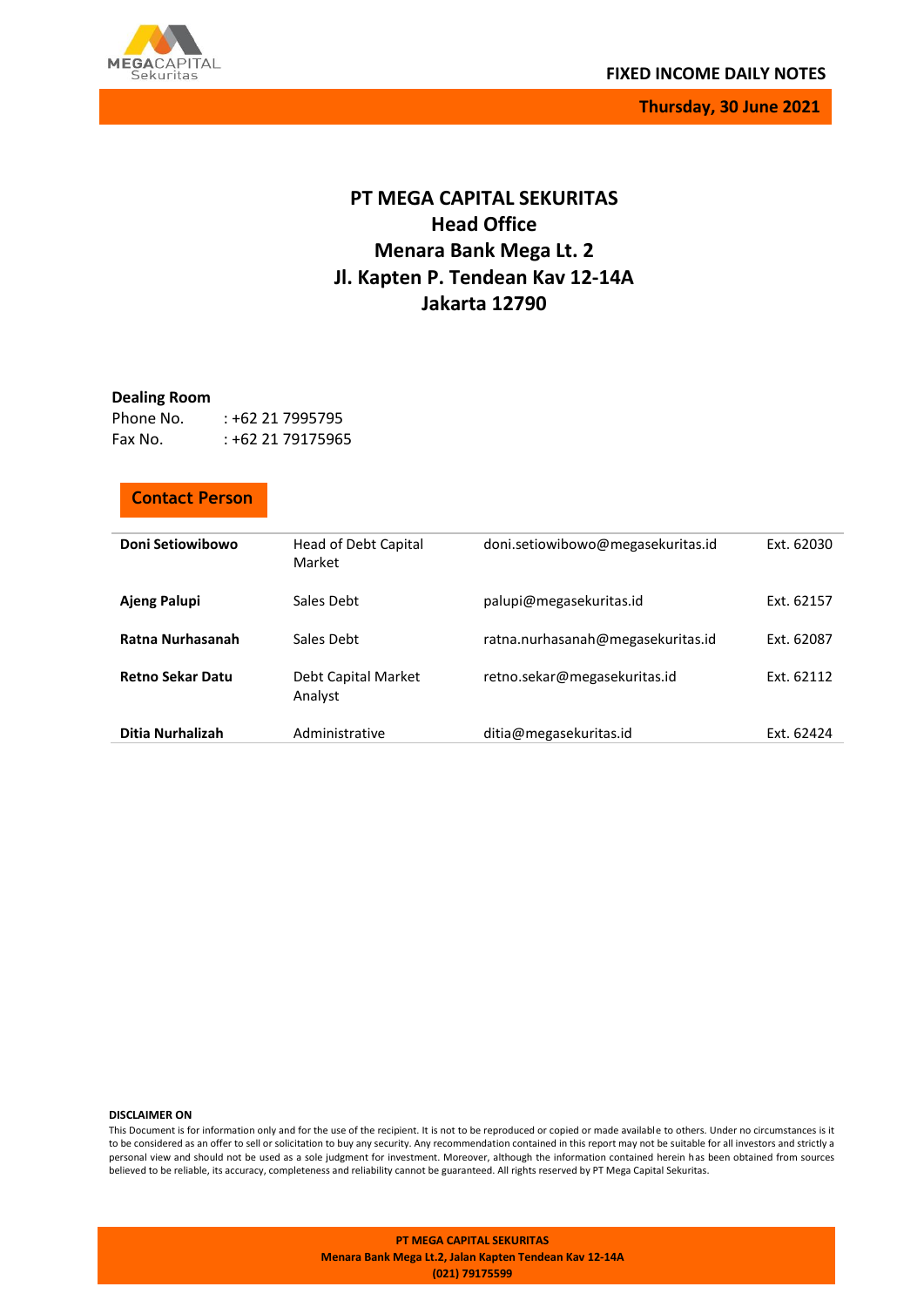## PT MEGA CAPITAL SEKURITAS
## Head Office
## Menara Bank Mega Lt. 2
## Jl. Kapten P. Tendean Kav 12-14A
## Jakarta 12790

**Dealing Room**

Phone No. : +62 21 7995795

Fax No. : +62 21 79175965

### Contact Person

| | | | |
|---|---|---|---|
| **Doni Setiowibowo** | Head of Debt Capital Market | doni.setiowibowo@megasekuritas.id | Ext. 62030 |
| **Ajeng Palupi** | Sales Debt | palupi@megasekuritas.id | Ext. 62157 |
| **Ratna Nurhasanah** | Sales Debt | ratna.nurhasanah@megasekuritas.id | Ext. 62087 |
| **Retno Sekar Datu** | Debt Capital Market Analyst | retno.sekar@megasekuritas.id | Ext. 62112 |
| **Ditia Nurhalizah** | Administrative | ditia@megasekuritas.id | Ext. 62424 |

**DISCLAIMER ON**

This Document is for information only and for the use of the recipient. It is not to be reproduced or copied or made available to others. Under no circumstances is it to be considered as an offer to sell or solicitation to buy any security. Any recommendation contained in this report may not be suitable for all investors and strictly a personal view and should not be used as a sole judgment for investment. Moreover, although the information contained herein has been obtained from sources believed to be reliable, its accuracy, completeness and reliability cannot be guaranteed. All rights reserved by PT Mega Capital Sekuritas.

**PT MEGA CAPITAL SEKURITAS**
**Menara Bank Mega Lt.2, Jalan Kapten Tendean Kav 12-14A**
**(021) 79175599**